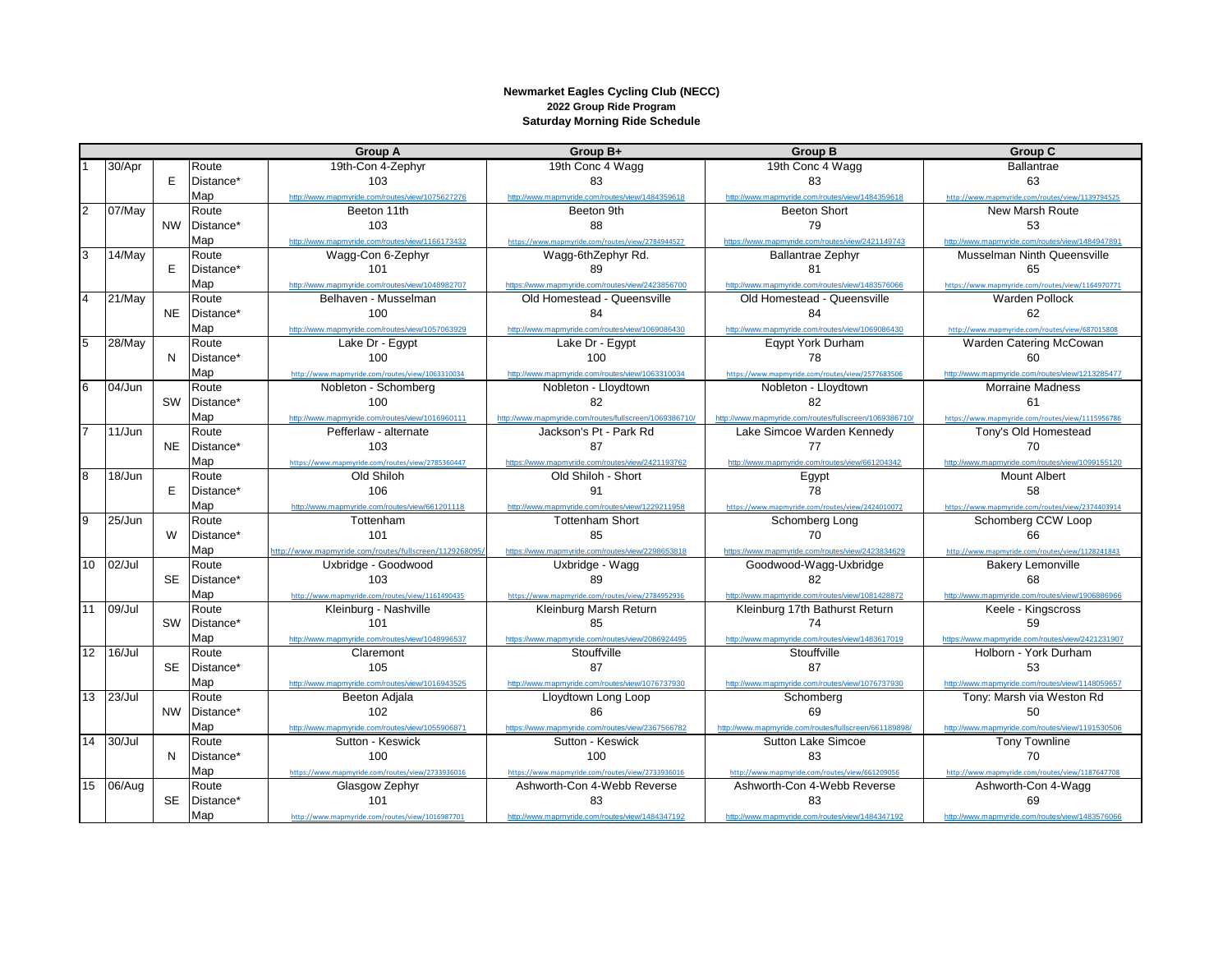**Newmarket Eagles Cycling Club (NECC)**
**2022 Group Ride Program**
**Saturday Morning Ride Schedule**

| | | | | Group A | Group B+ | Group B | Group C |
|---|---|---|---|---|---|---|---|
| 1 | 30/Apr | | Route | 19th-Con 4-Zephyr | 19th Conc 4 Wagg | 19th Conc 4 Wagg | Ballantrae |
| | | E | Distance* | 103 | 83 | 83 | 63 |
| | | | Map | http://www.mapmyride.com/routes/view/1075627276 | http://www.mapmyride.com/routes/view/1484359618 | http://www.mapmyride.com/routes/view/1484359618 | http://www.mapmyride.com/routes/view/1139794525 |
| 2 | 07/May | | Route | Beeton 11th | Beeton 9th | Beeton Short | New Marsh Route |
| | | NW | Distance* | 103 | 88 | 79 | 53 |
| | | | Map | http://www.mapmyride.com/routes/view/1166173432 | https://www.mapmyride.com/routes/view/2784944527 | https://www.mapmyride.com/routes/view/2421149743 | http://www.mapmyride.com/routes/view/1484947891 |
| 3 | 14/May | | Route | Wagg-Con 6-Zephyr | Wagg-6thZephyr Rd. | Ballantrae Zephyr | Musselman Ninth Queensville |
| | | E | Distance* | 101 | 89 | 81 | 65 |
| | | | Map | http://www.mapmyride.com/routes/view/1048982707 | https://www.mapmyride.com/routes/view/2423856700 | http://www.mapmyride.com/routes/view/1483576066 | https://www.mapmyride.com/routes/view/1164970771 |
| 4 | 21/May | | Route | Belhaven - Musselman | Old Homestead - Queensville | Old Homestead - Queensville | Warden Pollock |
| | | NE | Distance* | 100 | 84 | 84 | 62 |
| | | | Map | http://www.mapmyride.com/routes/view/1057063929 | http://www.mapmyride.com/routes/view/1069086430 | http://www.mapmyride.com/routes/view/1069086430 | http://www.mapmyride.com/routes/view/687015808 |
| 5 | 28/May | | Route | Lake Dr - Egypt | Lake Dr - Egypt | Eqypt York Durham | Warden Catering McCowan |
| | | N | Distance* | 100 | 100 | 78 | 60 |
| | | | Map | http://www.mapmyride.com/routes/view/1063310034 | http://www.mapmyride.com/routes/view/1063310034 | https://www.mapmyride.com/routes/view/2577683506 | http://www.mapmyride.com/routes/view/1213285477 |
| 6 | 04/Jun | | Route | Nobleton - Schomberg | Nobleton - Lloydtown | Nobleton - Lloydtown | Morraine Madness |
| | | SW | Distance* | 100 | 82 | 82 | 61 |
| | | | Map | http://www.mapmyride.com/routes/view/1016960111 | http://www.mapmyride.com/routes/fullscreen/1069386710/ | http://www.mapmyride.com/routes/fullscreen/1069386710/ | https://www.mapmyride.com/routes/view/1115956786 |
| 7 | 11/Jun | | Route | Pefferlaw - alternate | Jackson's Pt - Park Rd | Lake Simcoe Warden Kennedy | Tony's Old Homestead |
| | | NE | Distance* | 103 | 87 | 77 | 70 |
| | | | Map | https://www.mapmyride.com/routes/view/2785360447 | https://www.mapmyride.com/routes/view/2421193762 | http://www.mapmyride.com/routes/view/661204342 | http://www.mapmyride.com/routes/view/1099155120 |
| 8 | 18/Jun | | Route | Old Shiloh | Old Shiloh - Short | Egypt | Mount Albert |
| | | E | Distance* | 106 | 91 | 78 | 58 |
| | | | Map | http://www.mapmyride.com/routes/view/661201118 | http://www.mapmyride.com/routes/view/1229211958 | https://www.mapmyride.com/routes/view/2424010072 | https://www.mapmyride.com/routes/view/2374403914 |
| 9 | 25/Jun | | Route | Tottenham | Tottenham Short | Schomberg Long | Schomberg CCW Loop |
| | | W | Distance* | 101 | 85 | 70 | 66 |
| | | | Map | http://www.mapmyride.com/routes/fullscreen/1129268095/ | https://www.mapmyride.com/routes/view/2298653818 | https://www.mapmyride.com/routes/view/2423834629 | http://www.mapmyride.com/routes/view/1128241843 |
| 10 | 02/Jul | | Route | Uxbridge - Goodwood | Uxbridge - Wagg | Goodwood-Wagg-Uxbridge | Bakery Lemonville |
| | | SE | Distance* | 103 | 89 | 82 | 68 |
| | | | Map | http://www.mapmyride.com/routes/view/1161490435 | https://www.mapmyride.com/routes/view/2784952936 | http://www.mapmyride.com/routes/view/1081428872 | http://www.mapmyride.com/routes/view/1906886966 |
| 11 | 09/Jul | | Route | Kleinburg - Nashville | Kleinburg Marsh Return | Kleinburg 17th Bathurst Return | Keele - Kingscross |
| | | SW | Distance* | 101 | 85 | 74 | 59 |
| | | | Map | http://www.mapmyride.com/routes/view/1048996537 | https://www.mapmyride.com/routes/view/2086924495 | http://www.mapmyride.com/routes/view/1483617019 | https://www.mapmyride.com/routes/view/2421231907 |
| 12 | 16/Jul | | Route | Claremont | Stouffville | Stouffville | Holborn - York Durham |
| | | SE | Distance* | 105 | 87 | 87 | 53 |
| | | | Map | http://www.mapmyride.com/routes/view/1016943525 | http://www.mapmyride.com/routes/view/1076737930 | http://www.mapmyride.com/routes/view/1076737930 | http://www.mapmyride.com/routes/view/1148059657 |
| 13 | 23/Jul | | Route | Beeton Adjala | Lloydtown Long Loop | Schomberg | Tony: Marsh via Weston Rd |
| | | NW | Distance* | 102 | 86 | 69 | 50 |
| | | | Map | http://www.mapmyride.com/routes/view/1055906871 | https://www.mapmyride.com/routes/view/2367566782 | http://www.mapmyride.com/routes/fullscreen/661189898/ | http://www.mapmyride.com/routes/view/1191530506 |
| 14 | 30/Jul | | Route | Sutton - Keswick | Sutton - Keswick | Sutton Lake Simcoe | Tony Townline |
| | | N | Distance* | 100 | 100 | 83 | 70 |
| | | | Map | https://www.mapmyride.com/routes/view/2733936016 | https://www.mapmyride.com/routes/view/2733936016 | http://www.mapmyride.com/routes/view/661209056 | http://www.mapmyride.com/routes/view/1187647708 |
| 15 | 06/Aug | | Route | Glasgow Zephyr | Ashworth-Con 4-Webb Reverse | Ashworth-Con 4-Webb Reverse | Ashworth-Con 4-Wagg |
| | | SE | Distance* | 101 | 83 | 83 | 69 |
| | | | Map | http://www.mapmyride.com/routes/view/1016987701 | http://www.mapmyride.com/routes/view/1484347192 | http://www.mapmyride.com/routes/view/1484347192 | http://www.mapmyride.com/routes/view/1483576066 |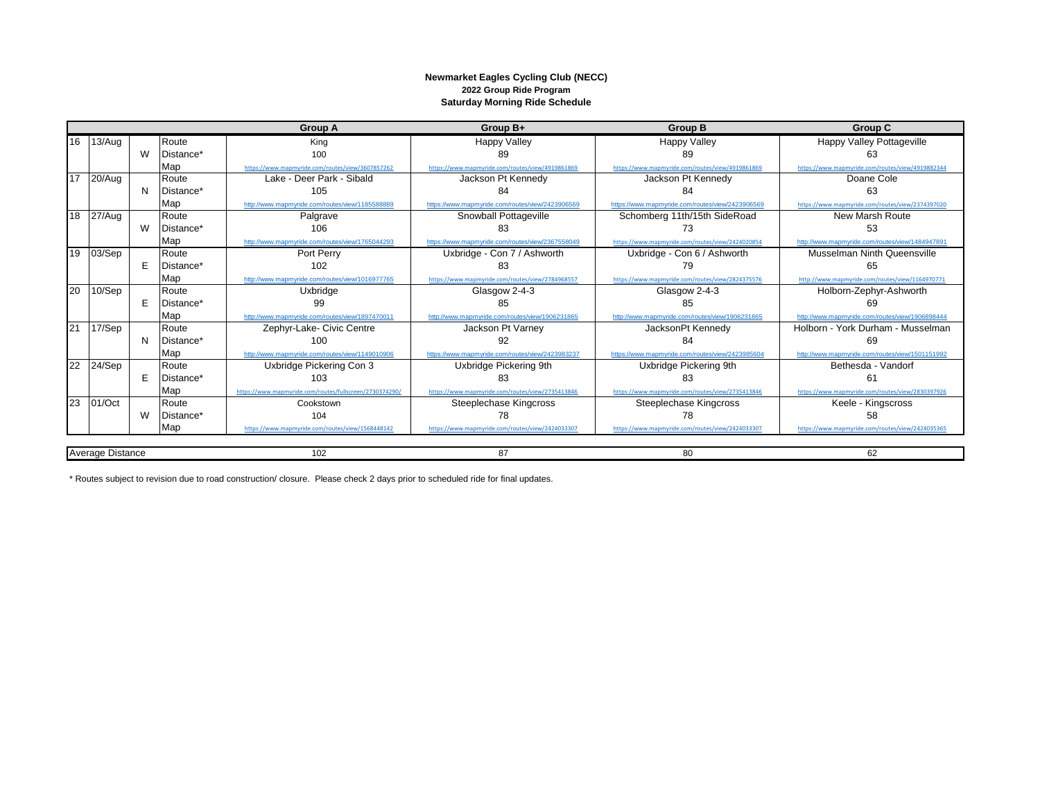**Newmarket Eagles Cycling Club (NECC)**
**2022 Group Ride Program**
**Saturday Morning Ride Schedule**

| | | | | Group A | Group B+ | Group B | Group C |
|---|---|---|---|---|---|---|---|
| 16 | 13/Aug | | Route | King | Happy Valley | Happy Valley | Happy Valley Pottageville |
| | | W | Distance* | 100 | 89 | 89 | 63 |
| | | | Map | https://www.mapmyride.com/routes/view/3607857262 | https://www.mapmyride.com/routes/view/4919861869 | https://www.mapmyride.com/routes/view/4919861869 | https://www.mapmyride.com/routes/view/4919882344 |
| 17 | 20/Aug | | Route | Lake - Deer Park - Sibald | Jackson Pt Kennedy | Jackson Pt Kennedy | Doane Cole |
| | | N | Distance* | 105 | 84 | 84 | 63 |
| | | | Map | http://www.mapmyride.com/routes/view/1185588889 | https://www.mapmyride.com/routes/view/2423906569 | https://www.mapmyride.com/routes/view/2423906569 | https://www.mapmyride.com/routes/view/2374397020 |
| 18 | 27/Aug | | Route | Palgrave | Snowball Pottageville | Schomberg 11th/15th SideRoad | New Marsh Route |
| | | W | Distance* | 106 | 83 | 73 | 53 |
| | | | Map | http://www.mapmyride.com/routes/view/1765044293 | https://www.mapmyride.com/routes/view/2367558049 | https://www.mapmyride.com/routes/view/2424020854 | http://www.mapmyride.com/routes/view/1484947891 |
| 19 | 03/Sep | | Route | Port Perry | Uxbridge - Con 7 / Ashworth | Uxbridge - Con 6 / Ashworth | Musselman Ninth Queensville |
| | | E | Distance* | 102 | 83 | 79 | 65 |
| | | | Map | http://www.mapmyride.com/routes/view/1016977765 | https://www.mapmyride.com/routes/view/2784968557 | https://www.mapmyride.com/routes/view/2824375576 | http://www.mapmyride.com/routes/view/1164970771 |
| 20 | 10/Sep | | Route | Uxbridge | Glasgow 2-4-3 | Glasgow 2-4-3 | Holborn-Zephyr-Ashworth |
| | | E | Distance* | 99 | 85 | 85 | 69 |
| | | | Map | http://www.mapmyride.com/routes/view/1897470011 | http://www.mapmyride.com/routes/view/1906231865 | http://www.mapmyride.com/routes/view/1906231865 | http://www.mapmyride.com/routes/view/1906898444 |
| 21 | 17/Sep | | Route | Zephyr-Lake- Civic Centre | Jackson Pt Varney | JacksonPt Kennedy | Holborn - York Durham - Musselman |
| | | N | Distance* | 100 | 92 | 84 | 69 |
| | | | Map | http://www.mapmyride.com/routes/view/1149010906 | https://www.mapmyride.com/routes/view/2423983237 | https://www.mapmyride.com/routes/view/2423985604 | http://www.mapmyride.com/routes/view/1501151992 |
| 22 | 24/Sep | | Route | Uxbridge Pickering Con 3 | Uxbridge Pickering 9th | Uxbridge Pickering 9th | Bethesda - Vandorf |
| | | E | Distance* | 103 | 83 | 83 | 61 |
| | | | Map | https://www.mapmyride.com/routes/fullscreen/2730374290/ | https://www.mapmyride.com/routes/view/2735413846 | https://www.mapmyride.com/routes/view/2735413846 | https://www.mapmyride.com/routes/view/2830397926 |
| 23 | 01/Oct | | Route | Cookstown | Steeplechase Kingcross | Steeplechase Kingcross | Keele - Kingscross |
| | | W | Distance* | 104 | 78 | 78 | 58 |
| | | | Map | https://www.mapmyride.com/routes/view/1568448142 | https://www.mapmyride.com/routes/view/2424033307 | https://www.mapmyride.com/routes/view/2424033307 | https://www.mapmyride.com/routes/view/2424035365 |
| Average Distance | | | | 102 | 87 | 80 | 62 |

\* Routes subject to revision due to road construction/ closure. Please check 2 days prior to scheduled ride for final updates.